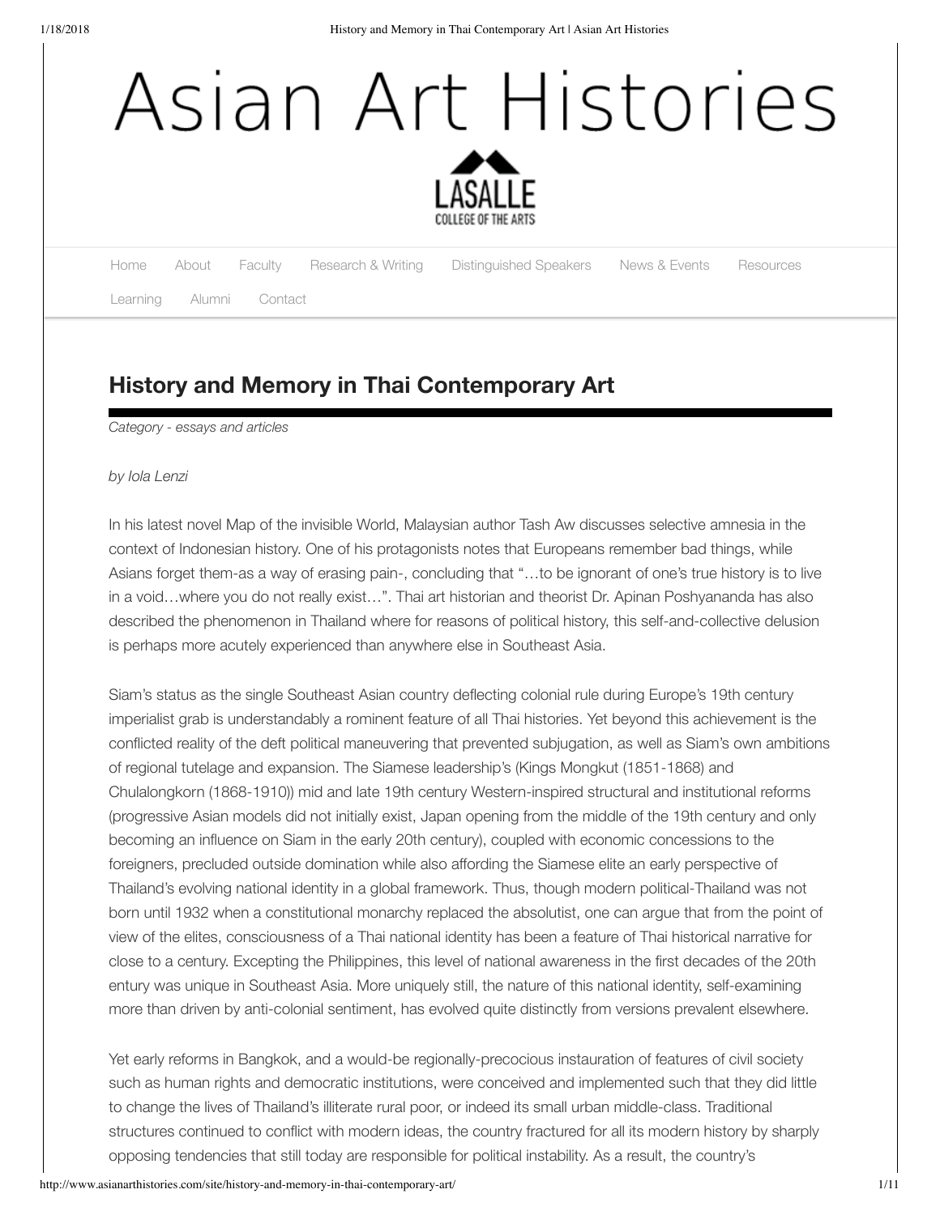# Asian Art Histories

LASALLE
COLLEGE OF THE ARTS

Home About Faculty Research & Writing Distinguished Speakers News & Events Resources Learning Alumni Contact

## History and Memory in Thai Contemporary Art

*Category - essays and articles*

*by Iola Lenzi*

In his latest novel Map of the invisible World, Malaysian author Tash Aw discusses selective amnesia in the context of Indonesian history. One of his protagonists notes that Europeans remember bad things, while Asians forget them-as a way of erasing pain-, concluding that "…to be ignorant of one's true history is to live in a void…where you do not really exist…". Thai art historian and theorist Dr. Apinan Poshyananda has also described the phenomenon in Thailand where for reasons of political history, this self-and-collective delusion is perhaps more acutely experienced than anywhere else in Southeast Asia.

Siam's status as the single Southeast Asian country deflecting colonial rule during Europe's 19th century imperialist grab is understandably a rominent feature of all Thai histories. Yet beyond this achievement is the conflicted reality of the deft political maneuvering that prevented subjugation, as well as Siam's own ambitions of regional tutelage and expansion. The Siamese leadership's (Kings Mongkut (1851-1868) and Chulalongkorn (1868-1910)) mid and late 19th century Western-inspired structural and institutional reforms (progressive Asian models did not initially exist, Japan opening from the middle of the 19th century and only becoming an influence on Siam in the early 20th century), coupled with economic concessions to the foreigners, precluded outside domination while also affording the Siamese elite an early perspective of Thailand's evolving national identity in a global framework. Thus, though modern political-Thailand was not born until 1932 when a constitutional monarchy replaced the absolutist, one can argue that from the point of view of the elites, consciousness of a Thai national identity has been a feature of Thai historical narrative for close to a century. Excepting the Philippines, this level of national awareness in the first decades of the 20th entury was unique in Southeast Asia. More uniquely still, the nature of this national identity, self-examining more than driven by anti-colonial sentiment, has evolved quite distinctly from versions prevalent elsewhere.

Yet early reforms in Bangkok, and a would-be regionally-precocious instauration of features of civil society such as human rights and democratic institutions, were conceived and implemented such that they did little to change the lives of Thailand's illiterate rural poor, or indeed its small urban middle-class. Traditional structures continued to conflict with modern ideas, the country fractured for all its modern history by sharply opposing tendencies that still today are responsible for political instability. As a result, the country's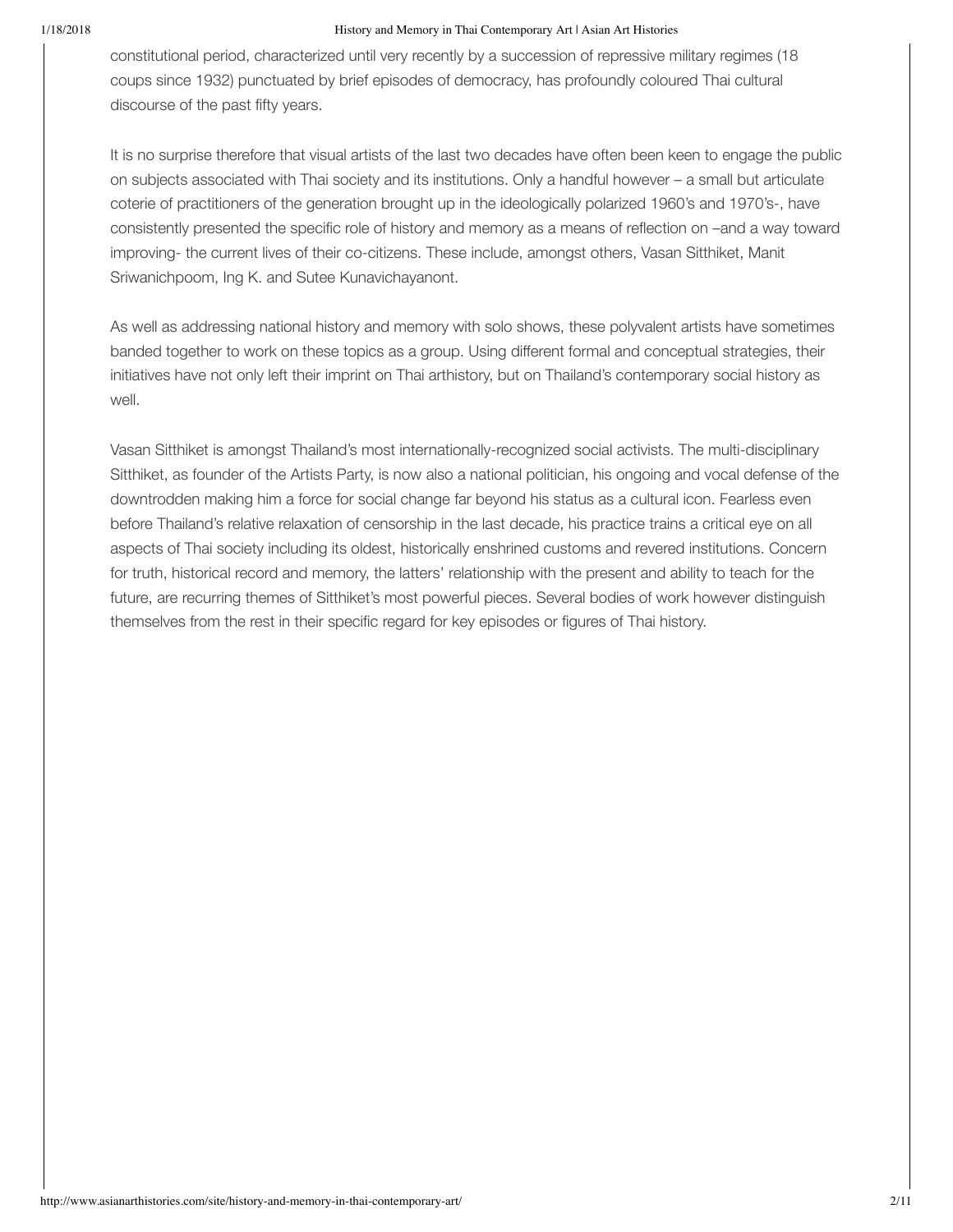constitutional period, characterized until very recently by a succession of repressive military regimes (18 coups since 1932) punctuated by brief episodes of democracy, has profoundly coloured Thai cultural discourse of the past fifty years.

It is no surprise therefore that visual artists of the last two decades have often been keen to engage the public on subjects associated with Thai society and its institutions. Only a handful however – a small but articulate coterie of practitioners of the generation brought up in the ideologically polarized 1960's and 1970's-, have consistently presented the specific role of history and memory as a means of reflection on –and a way toward improving- the current lives of their co-citizens. These include, amongst others, Vasan Sitthiket, Manit Sriwanichpoom, Ing K. and Sutee Kunavichayanont.

As well as addressing national history and memory with solo shows, these polyvalent artists have sometimes banded together to work on these topics as a group. Using different formal and conceptual strategies, their initiatives have not only left their imprint on Thai arthistory, but on Thailand's contemporary social history as well.

Vasan Sitthiket is amongst Thailand's most internationally-recognized social activists. The multi-disciplinary Sitthiket, as founder of the Artists Party, is now also a national politician, his ongoing and vocal defense of the downtrodden making him a force for social change far beyond his status as a cultural icon. Fearless even before Thailand's relative relaxation of censorship in the last decade, his practice trains a critical eye on all aspects of Thai society including its oldest, historically enshrined customs and revered institutions. Concern for truth, historical record and memory, the latters' relationship with the present and ability to teach for the future, are recurring themes of Sitthiket's most powerful pieces. Several bodies of work however distinguish themselves from the rest in their specific regard for key episodes or figures of Thai history.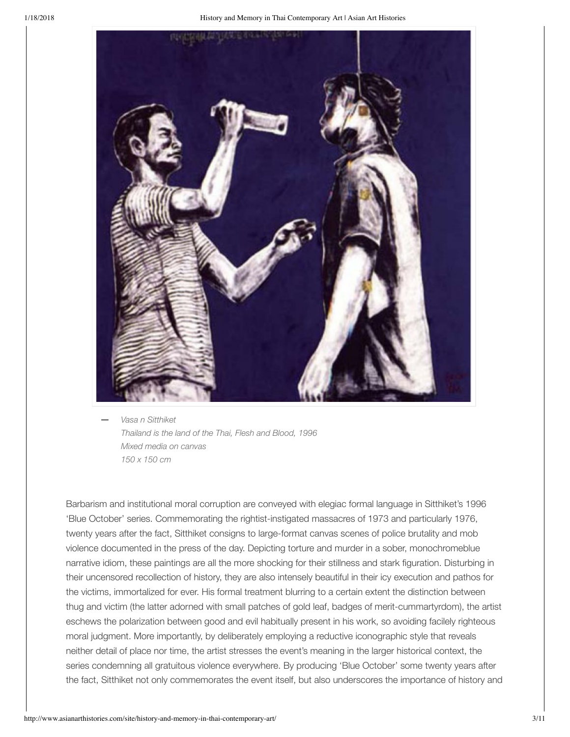*Vasa n Sitthiket*
*Thailand is the land of the Thai, Flesh and Blood, 1996*
*Mixed media on canvas*
*150 x 150 cm*

Barbarism and institutional moral corruption are conveyed with elegiac formal language in Sitthiket's 1996 'Blue October' series. Commemorating the rightist-instigated massacres of 1973 and particularly 1976, twenty years after the fact, Sitthiket consigns to large-format canvas scenes of police brutality and mob violence documented in the press of the day. Depicting torture and murder in a sober, monochromeblue narrative idiom, these paintings are all the more shocking for their stillness and stark figuration. Disturbing in their uncensored recollection of history, they are also intensely beautiful in their icy execution and pathos for the victims, immortalized for ever. His formal treatment blurring to a certain extent the distinction between thug and victim (the latter adorned with small patches of gold leaf, badges of merit-cummartyrdom), the artist eschews the polarization between good and evil habitually present in his work, so avoiding facilely righteous moral judgment. More importantly, by deliberately employing a reductive iconographic style that reveals neither detail of place nor time, the artist stresses the event's meaning in the larger historical context, the series condemning all gratuitous violence everywhere. By producing 'Blue October' some twenty years after the fact, Sitthiket not only commemorates the event itself, but also underscores the importance of history and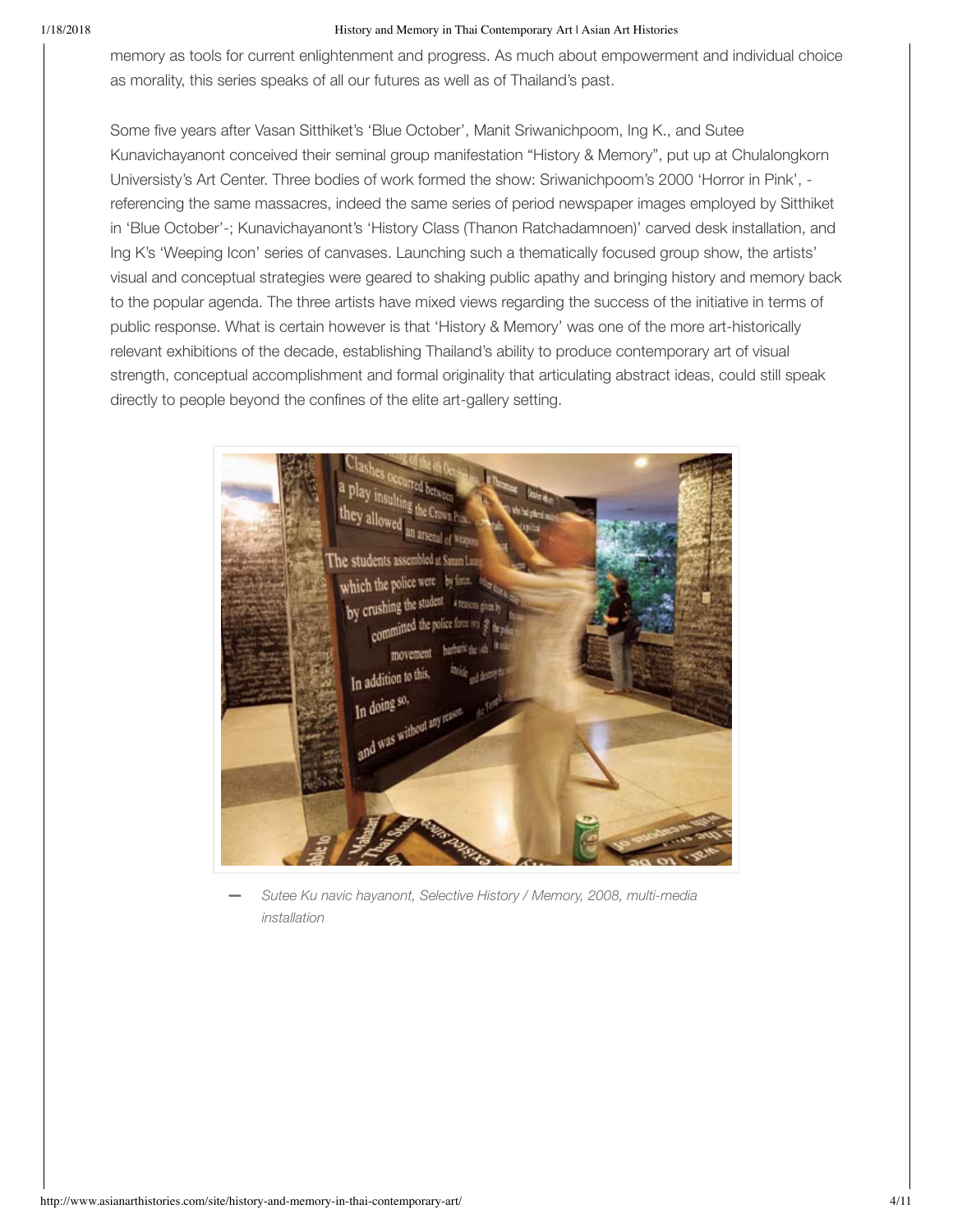memory as tools for current enlightenment and progress. As much about empowerment and individual choice as morality, this series speaks of all our futures as well as of Thailand's past.

Some five years after Vasan Sitthiket's 'Blue October', Manit Sriwanichpoom, Ing K., and Sutee Kunavichayanont conceived their seminal group manifestation "History & Memory", put up at Chulalongkorn Universisty's Art Center. Three bodies of work formed the show: Sriwanichpoom's 2000 'Horror in Pink', -referencing the same massacres, indeed the same series of period newspaper images employed by Sitthiket in 'Blue October'-; Kunavichayanont's 'History Class (Thanon Ratchadamnoen)' carved desk installation, and Ing K's 'Weeping Icon' series of canvases. Launching such a thematically focused group show, the artists' visual and conceptual strategies were geared to shaking public apathy and bringing history and memory back to the popular agenda. The three artists have mixed views regarding the success of the initiative in terms of public response. What is certain however is that 'History & Memory' was one of the more art-historically relevant exhibitions of the decade, establishing Thailand's ability to produce contemporary art of visual strength, conceptual accomplishment and formal originality that articulating abstract ideas, could still speak directly to people beyond the confines of the elite art-gallery setting.

— *Sutee Ku navic hayanont, Selective History / Memory, 2008, multi-media installation*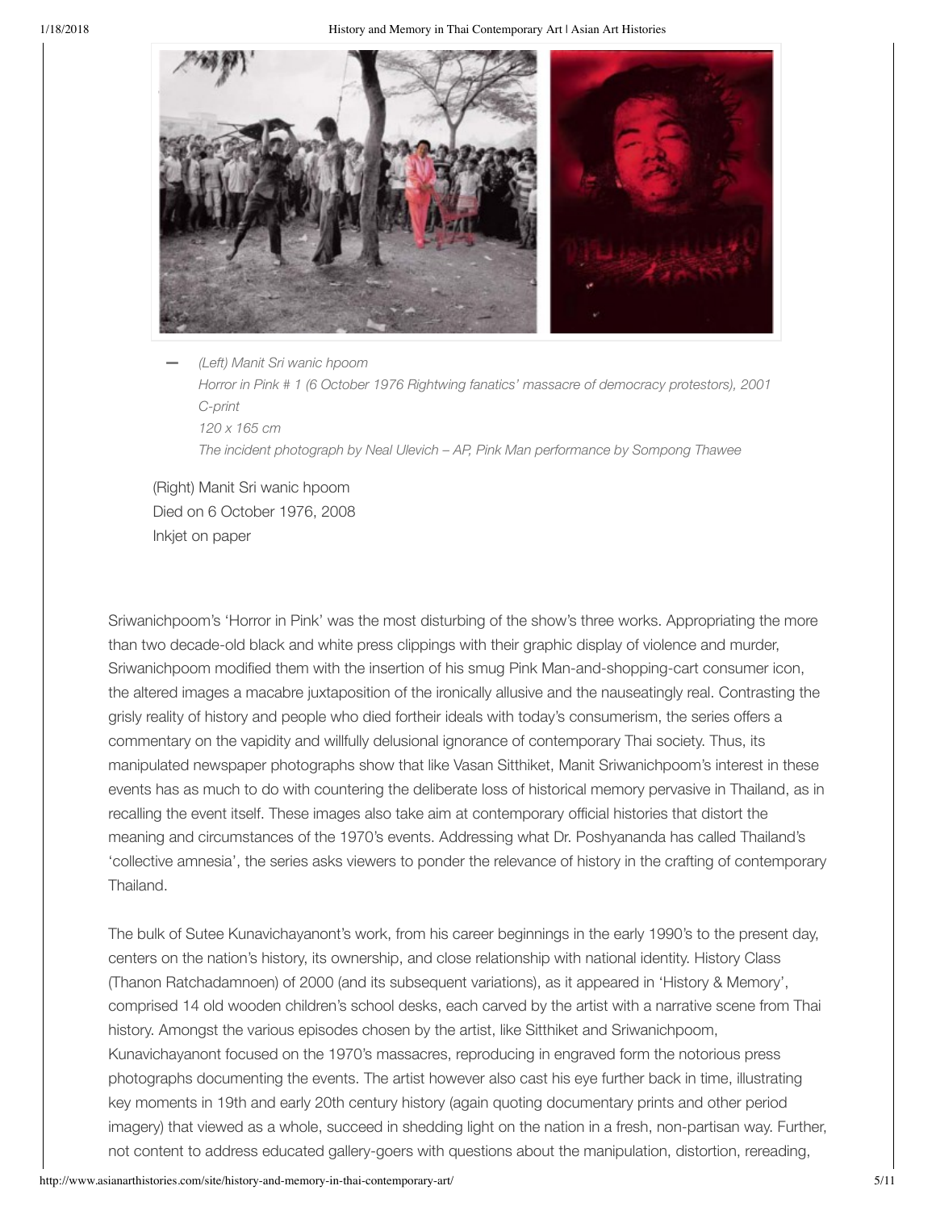— *(Left) Manit Sri wanic hpoom*
*Horror in Pink # 1 (6 October 1976 Rightwing fanatics' massacre of democracy protestors), 2001*
*C-print*
*120 x 165 cm*
*The incident photograph by Neal Ulevich – AP, Pink Man performance by Sompong Thawee*

(Right) Manit Sri wanic hpoom
Died on 6 October 1976, 2008
Inkjet on paper

Sriwanichpoom's 'Horror in Pink' was the most disturbing of the show's three works. Appropriating the more than two decade-old black and white press clippings with their graphic display of violence and murder, Sriwanichpoom modified them with the insertion of his smug Pink Man-and-shopping-cart consumer icon, the altered images a macabre juxtaposition of the ironically allusive and the nauseatingly real. Contrasting the grisly reality of history and people who died fortheir ideals with today's consumerism, the series offers a commentary on the vapidity and willfully delusional ignorance of contemporary Thai society. Thus, its manipulated newspaper photographs show that like Vasan Sitthiket, Manit Sriwanichpoom's interest in these events has as much to do with countering the deliberate loss of historical memory pervasive in Thailand, as in recalling the event itself. These images also take aim at contemporary official histories that distort the meaning and circumstances of the 1970's events. Addressing what Dr. Poshyananda has called Thailand's 'collective amnesia', the series asks viewers to ponder the relevance of history in the crafting of contemporary Thailand.

The bulk of Sutee Kunavichayanont's work, from his career beginnings in the early 1990's to the present day, centers on the nation's history, its ownership, and close relationship with national identity. History Class (Thanon Ratchadamnoen) of 2000 (and its subsequent variations), as it appeared in 'History & Memory', comprised 14 old wooden children's school desks, each carved by the artist with a narrative scene from Thai history. Amongst the various episodes chosen by the artist, like Sitthiket and Sriwanichpoom, Kunavichayanont focused on the 1970's massacres, reproducing in engraved form the notorious press photographs documenting the events. The artist however also cast his eye further back in time, illustrating key moments in 19th and early 20th century history (again quoting documentary prints and other period imagery) that viewed as a whole, succeed in shedding light on the nation in a fresh, non-partisan way. Further, not content to address educated gallery-goers with questions about the manipulation, distortion, rereading,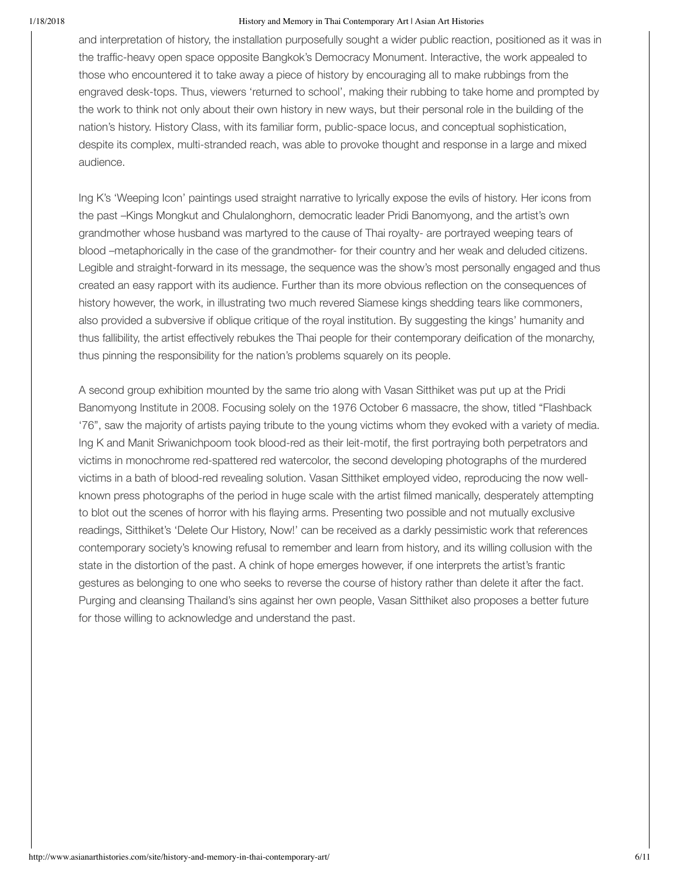and interpretation of history, the installation purposefully sought a wider public reaction, positioned as it was in the traffic-heavy open space opposite Bangkok's Democracy Monument. Interactive, the work appealed to those who encountered it to take away a piece of history by encouraging all to make rubbings from the engraved desk-tops. Thus, viewers 'returned to school', making their rubbing to take home and prompted by the work to think not only about their own history in new ways, but their personal role in the building of the nation's history. History Class, with its familiar form, public-space locus, and conceptual sophistication, despite its complex, multi-stranded reach, was able to provoke thought and response in a large and mixed audience.

Ing K's 'Weeping Icon' paintings used straight narrative to lyrically expose the evils of history. Her icons from the past –Kings Mongkut and Chulalonghorn, democratic leader Pridi Banomyong, and the artist's own grandmother whose husband was martyred to the cause of Thai royalty- are portrayed weeping tears of blood –metaphorically in the case of the grandmother- for their country and her weak and deluded citizens. Legible and straight-forward in its message, the sequence was the show's most personally engaged and thus created an easy rapport with its audience. Further than its more obvious reflection on the consequences of history however, the work, in illustrating two much revered Siamese kings shedding tears like commoners, also provided a subversive if oblique critique of the royal institution. By suggesting the kings' humanity and thus fallibility, the artist effectively rebukes the Thai people for their contemporary deification of the monarchy, thus pinning the responsibility for the nation's problems squarely on its people.

A second group exhibition mounted by the same trio along with Vasan Sitthiket was put up at the Pridi Banomyong Institute in 2008. Focusing solely on the 1976 October 6 massacre, the show, titled "Flashback '76", saw the majority of artists paying tribute to the young victims whom they evoked with a variety of media. Ing K and Manit Sriwanichpoom took blood-red as their leit-motif, the first portraying both perpetrators and victims in monochrome red-spattered red watercolor, the second developing photographs of the murdered victims in a bath of blood-red revealing solution. Vasan Sitthiket employed video, reproducing the now well-known press photographs of the period in huge scale with the artist filmed manically, desperately attempting to blot out the scenes of horror with his flaying arms. Presenting two possible and not mutually exclusive readings, Sitthiket's 'Delete Our History, Now!' can be received as a darkly pessimistic work that references contemporary society's knowing refusal to remember and learn from history, and its willing collusion with the state in the distortion of the past. A chink of hope emerges however, if one interprets the artist's frantic gestures as belonging to one who seeks to reverse the course of history rather than delete it after the fact. Purging and cleansing Thailand's sins against her own people, Vasan Sitthiket also proposes a better future for those willing to acknowledge and understand the past.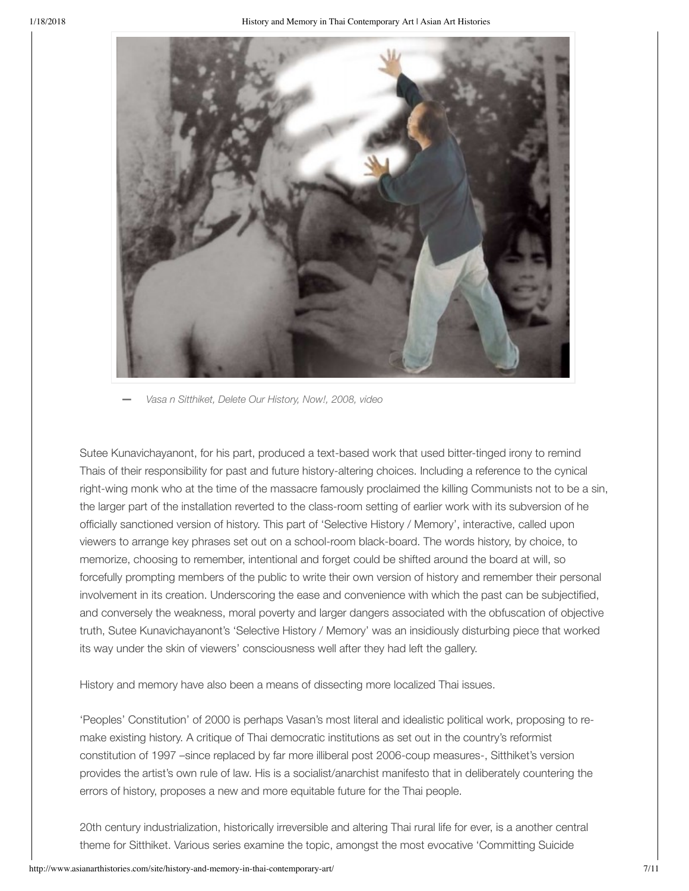— *Vasa n Sitthiket, Delete Our History, Now!, 2008, video*

Sutee Kunavichayanont, for his part, produced a text-based work that used bitter-tinged irony to remind Thais of their responsibility for past and future history-altering choices. Including a reference to the cynical right-wing monk who at the time of the massacre famously proclaimed the killing Communists not to be a sin, the larger part of the installation reverted to the class-room setting of earlier work with its subversion of he officially sanctioned version of history. This part of 'Selective History / Memory', interactive, called upon viewers to arrange key phrases set out on a school-room black-board. The words history, by choice, to memorize, choosing to remember, intentional and forget could be shifted around the board at will, so forcefully prompting members of the public to write their own version of history and remember their personal involvement in its creation. Underscoring the ease and convenience with which the past can be subjectified, and conversely the weakness, moral poverty and larger dangers associated with the obfuscation of objective truth, Sutee Kunavichayanont's 'Selective History / Memory' was an insidiously disturbing piece that worked its way under the skin of viewers' consciousness well after they had left the gallery.

History and memory have also been a means of dissecting more localized Thai issues.

'Peoples' Constitution' of 2000 is perhaps Vasan's most literal and idealistic political work, proposing to re-make existing history. A critique of Thai democratic institutions as set out in the country's reformist constitution of 1997 –since replaced by far more illiberal post 2006-coup measures-, Sitthiket's version provides the artist's own rule of law. His is a socialist/anarchist manifesto that in deliberately countering the errors of history, proposes a new and more equitable future for the Thai people.

20th century industrialization, historically irreversible and altering Thai rural life for ever, is a another central theme for Sitthiket. Various series examine the topic, amongst the most evocative 'Committing Suicide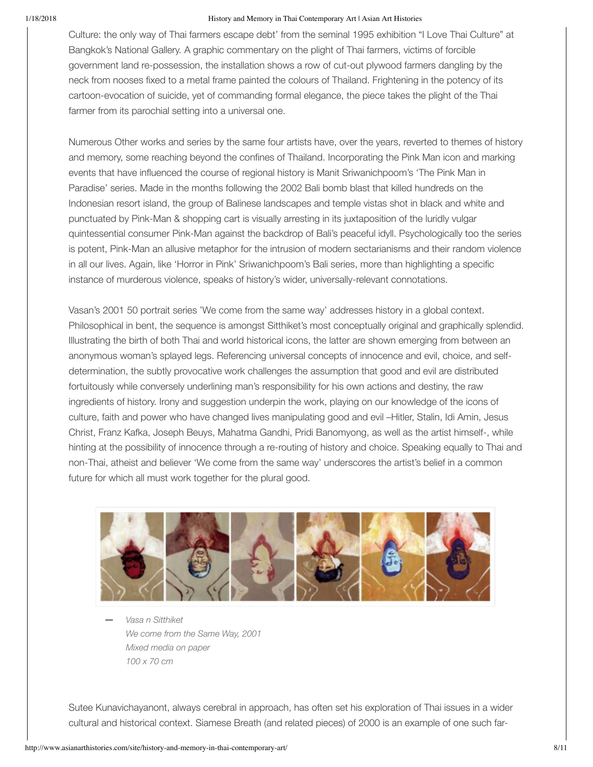Culture: the only way of Thai farmers escape debt' from the seminal 1995 exhibition "I Love Thai Culture" at Bangkok's National Gallery. A graphic commentary on the plight of Thai farmers, victims of forcible government land re-possession, the installation shows a row of cut-out plywood farmers dangling by the neck from nooses fixed to a metal frame painted the colours of Thailand. Frightening in the potency of its cartoon-evocation of suicide, yet of commanding formal elegance, the piece takes the plight of the Thai farmer from its parochial setting into a universal one.

Numerous Other works and series by the same four artists have, over the years, reverted to themes of history and memory, some reaching beyond the confines of Thailand. Incorporating the Pink Man icon and marking events that have influenced the course of regional history is Manit Sriwanichpoom's 'The Pink Man in Paradise' series. Made in the months following the 2002 Bali bomb blast that killed hundreds on the Indonesian resort island, the group of Balinese landscapes and temple vistas shot in black and white and punctuated by Pink-Man & shopping cart is visually arresting in its juxtaposition of the luridly vulgar quintessential consumer Pink-Man against the backdrop of Bali's peaceful idyll. Psychologically too the series is potent, Pink-Man an allusive metaphor for the intrusion of modern sectarianisms and their random violence in all our lives. Again, like 'Horror in Pink' Sriwanichpoom's Bali series, more than highlighting a specific instance of murderous violence, speaks of history's wider, universally-relevant connotations.

Vasan's 2001 50 portrait series 'We come from the same way' addresses history in a global context. Philosophical in bent, the sequence is amongst Sitthiket's most conceptually original and graphically splendid. Illustrating the birth of both Thai and world historical icons, the latter are shown emerging from between an anonymous woman's splayed legs. Referencing universal concepts of innocence and evil, choice, and self-determination, the subtly provocative work challenges the assumption that good and evil are distributed fortuitously while conversely underlining man's responsibility for his own actions and destiny, the raw ingredients of history. Irony and suggestion underpin the work, playing on our knowledge of the icons of culture, faith and power who have changed lives manipulating good and evil –Hitler, Stalin, Idi Amin, Jesus Christ, Franz Kafka, Joseph Beuys, Mahatma Gandhi, Pridi Banomyong, as well as the artist himself-, while hinting at the possibility of innocence through a re-routing of history and choice. Speaking equally to Thai and non-Thai, atheist and believer 'We come from the same way' underscores the artist's belief in a common future for which all must work together for the plural good.

*Vasa n Sitthiket*
*We come from the Same Way, 2001*
*Mixed media on paper*
*100 x 70 cm*

Sutee Kunavichayanont, always cerebral in approach, has often set his exploration of Thai issues in a wider cultural and historical context. Siamese Breath (and related pieces) of 2000 is an example of one such far-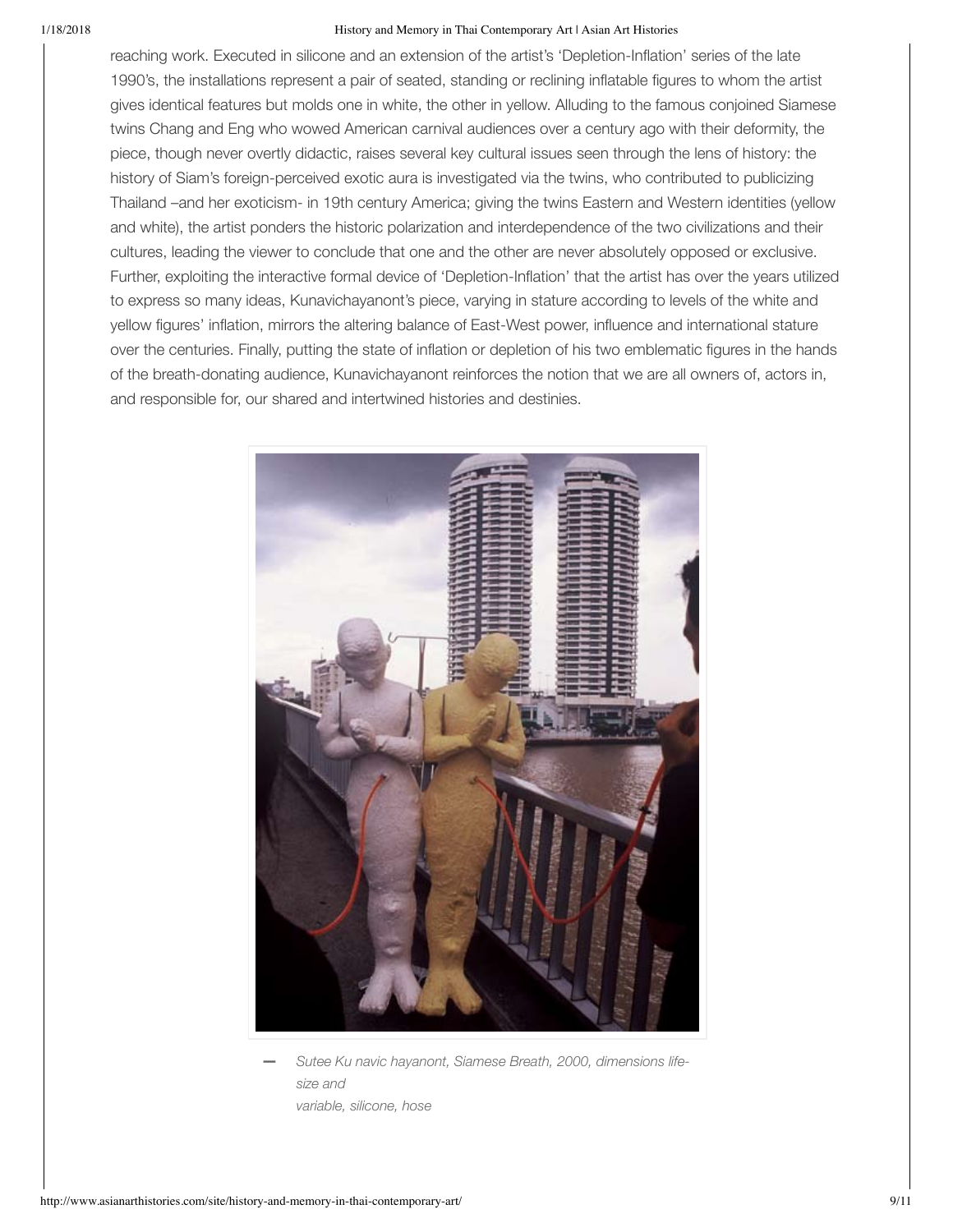reaching work. Executed in silicone and an extension of the artist's 'Depletion-Inflation' series of the late 1990's, the installations represent a pair of seated, standing or reclining inflatable figures to whom the artist gives identical features but molds one in white, the other in yellow. Alluding to the famous conjoined Siamese twins Chang and Eng who wowed American carnival audiences over a century ago with their deformity, the piece, though never overtly didactic, raises several key cultural issues seen through the lens of history: the history of Siam's foreign-perceived exotic aura is investigated via the twins, who contributed to publicizing Thailand –and her exoticism- in 19th century America; giving the twins Eastern and Western identities (yellow and white), the artist ponders the historic polarization and interdependence of the two civilizations and their cultures, leading the viewer to conclude that one and the other are never absolutely opposed or exclusive. Further, exploiting the interactive formal device of 'Depletion-Inflation' that the artist has over the years utilized to express so many ideas, Kunavichayanont's piece, varying in stature according to levels of the white and yellow figures' inflation, mirrors the altering balance of East-West power, influence and international stature over the centuries. Finally, putting the state of inflation or depletion of his two emblematic figures in the hands of the breath-donating audience, Kunavichayanont reinforces the notion that we are all owners of, actors in, and responsible for, our shared and intertwined histories and destinies.

— *Sutee Ku navic hayanont, Siamese Breath, 2000, dimensions life-size and variable, silicone, hose*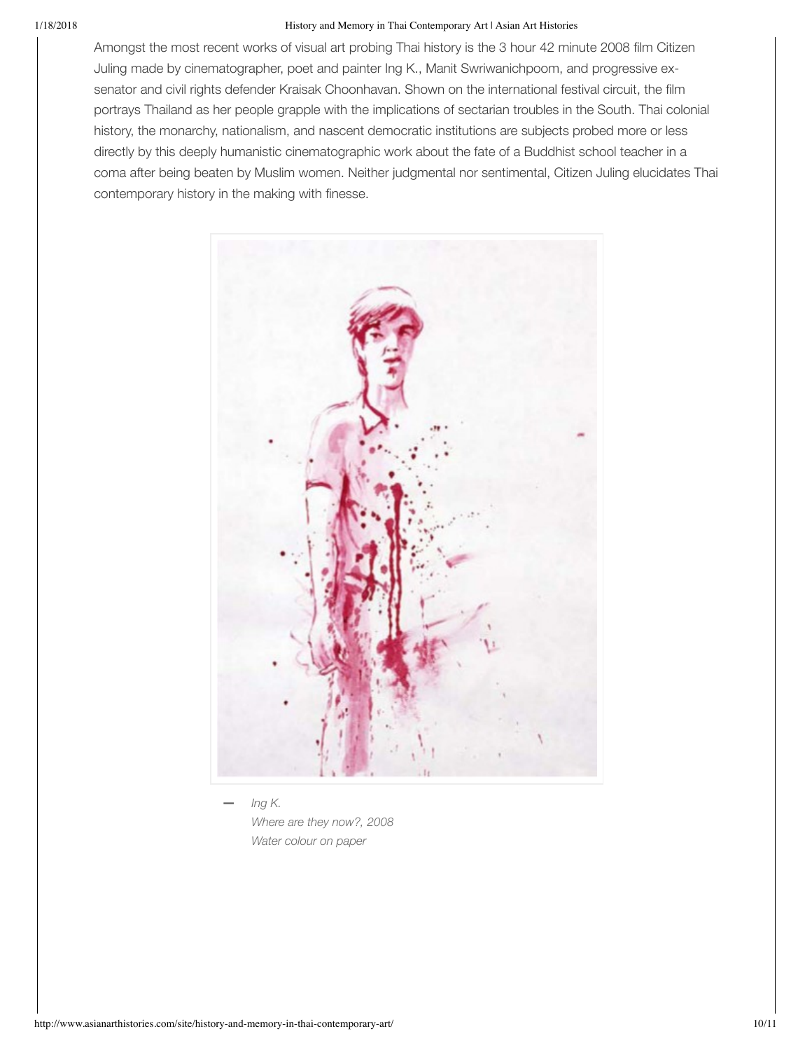Amongst the most recent works of visual art probing Thai history is the 3 hour 42 minute 2008 film Citizen Juling made by cinematographer, poet and painter Ing K., Manit Swriwanichpoom, and progressive ex-senator and civil rights defender Kraisak Choonhavan. Shown on the international festival circuit, the film portrays Thailand as her people grapple with the implications of sectarian troubles in the South. Thai colonial history, the monarchy, nationalism, and nascent democratic institutions are subjects probed more or less directly by this deeply humanistic cinematographic work about the fate of a Buddhist school teacher in a coma after being beaten by Muslim women. Neither judgmental nor sentimental, Citizen Juling elucidates Thai contemporary history in the making with finesse.

— *Ing K.*
*Where are they now?, 2008*
*Water colour on paper*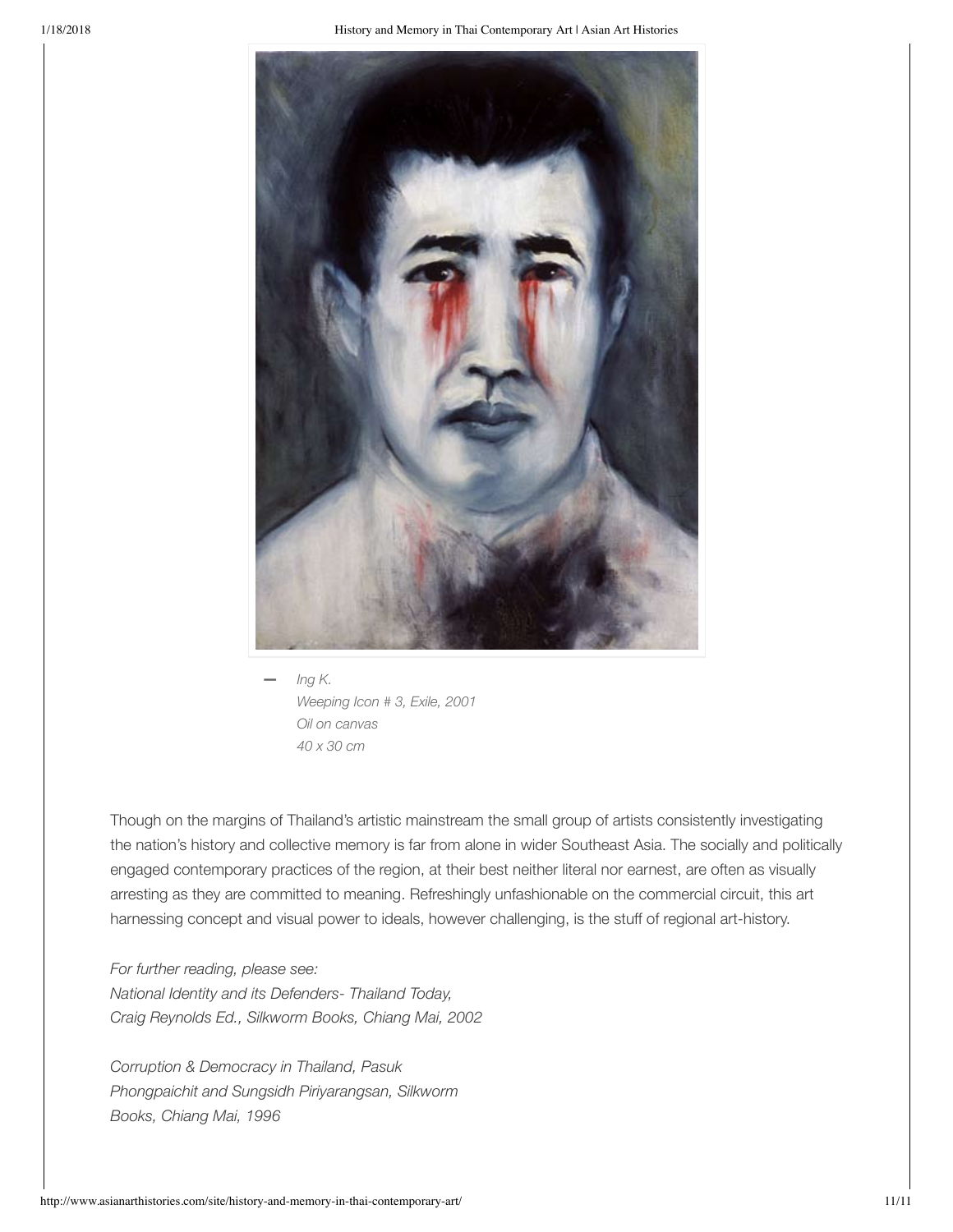*Ing K.*
*Weeping Icon # 3, Exile, 2001*
*Oil on canvas*
*40 x 30 cm*

Though on the margins of Thailand's artistic mainstream the small group of artists consistently investigating the nation's history and collective memory is far from alone in wider Southeast Asia. The socially and politically engaged contemporary practices of the region, at their best neither literal nor earnest, are often as visually arresting as they are committed to meaning. Refreshingly unfashionable on the commercial circuit, this art harnessing concept and visual power to ideals, however challenging, is the stuff of regional art-history.

*For further reading, please see:*
*National Identity and its Defenders- Thailand Today, Craig Reynolds Ed., Silkworm Books, Chiang Mai, 2002*

*Corruption & Democracy in Thailand, Pasuk Phongpaichit and Sungsidh Piriyarangsan, Silkworm Books, Chiang Mai, 1996*